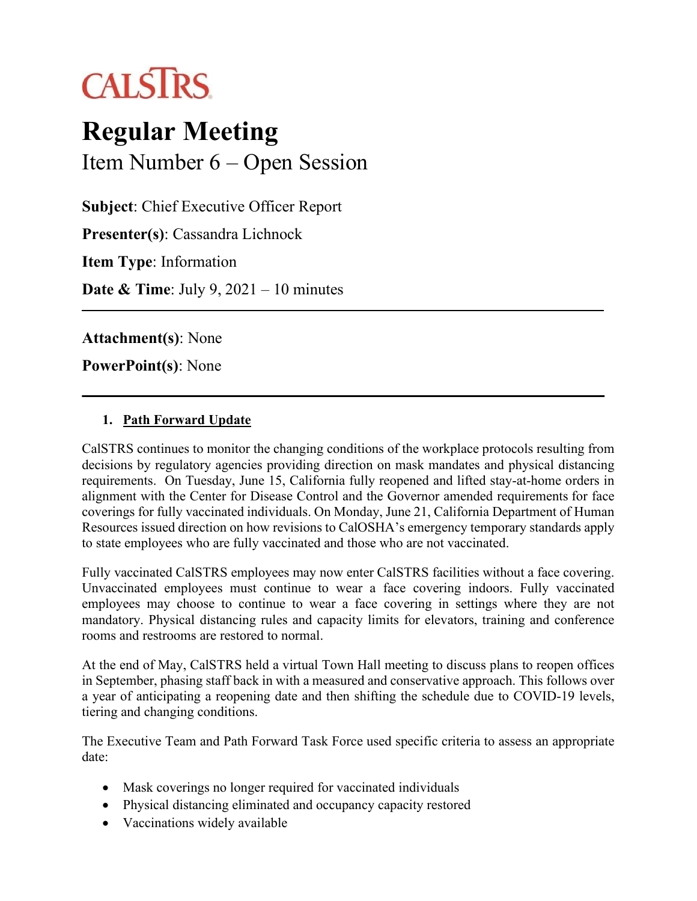CALSTRS

# Regular Meeting

## Item Number 6 – Open Session

**Subject**: Chief Executive Officer Report

**Presenter(s)**: Cassandra Lichnock

**Item Type**: Information

**Date & Time**: July 9, 2021 – 10 minutes

---

**Attachment(s)**: None

**PowerPoint(s)**: None

---

1. **Path Forward Update**

CalSTRS continues to monitor the changing conditions of the workplace protocols resulting from decisions by regulatory agencies providing direction on mask mandates and physical distancing requirements. On Tuesday, June 15, California fully reopened and lifted stay-at-home orders in alignment with the Center for Disease Control and the Governor amended requirements for face coverings for fully vaccinated individuals. On Monday, June 21, California Department of Human Resources issued direction on how revisions to CalOSHA's emergency temporary standards apply to state employees who are fully vaccinated and those who are not vaccinated.

Fully vaccinated CalSTRS employees may now enter CalSTRS facilities without a face covering. Unvaccinated employees must continue to wear a face covering indoors. Fully vaccinated employees may choose to continue to wear a face covering in settings where they are not mandatory. Physical distancing rules and capacity limits for elevators, training and conference rooms and restrooms are restored to normal.

At the end of May, CalSTRS held a virtual Town Hall meeting to discuss plans to reopen offices in September, phasing staff back in with a measured and conservative approach. This follows over a year of anticipating a reopening date and then shifting the schedule due to COVID-19 levels, tiering and changing conditions.

The Executive Team and Path Forward Task Force used specific criteria to assess an appropriate date:

- Mask coverings no longer required for vaccinated individuals
- Physical distancing eliminated and occupancy capacity restored
- Vaccinations widely available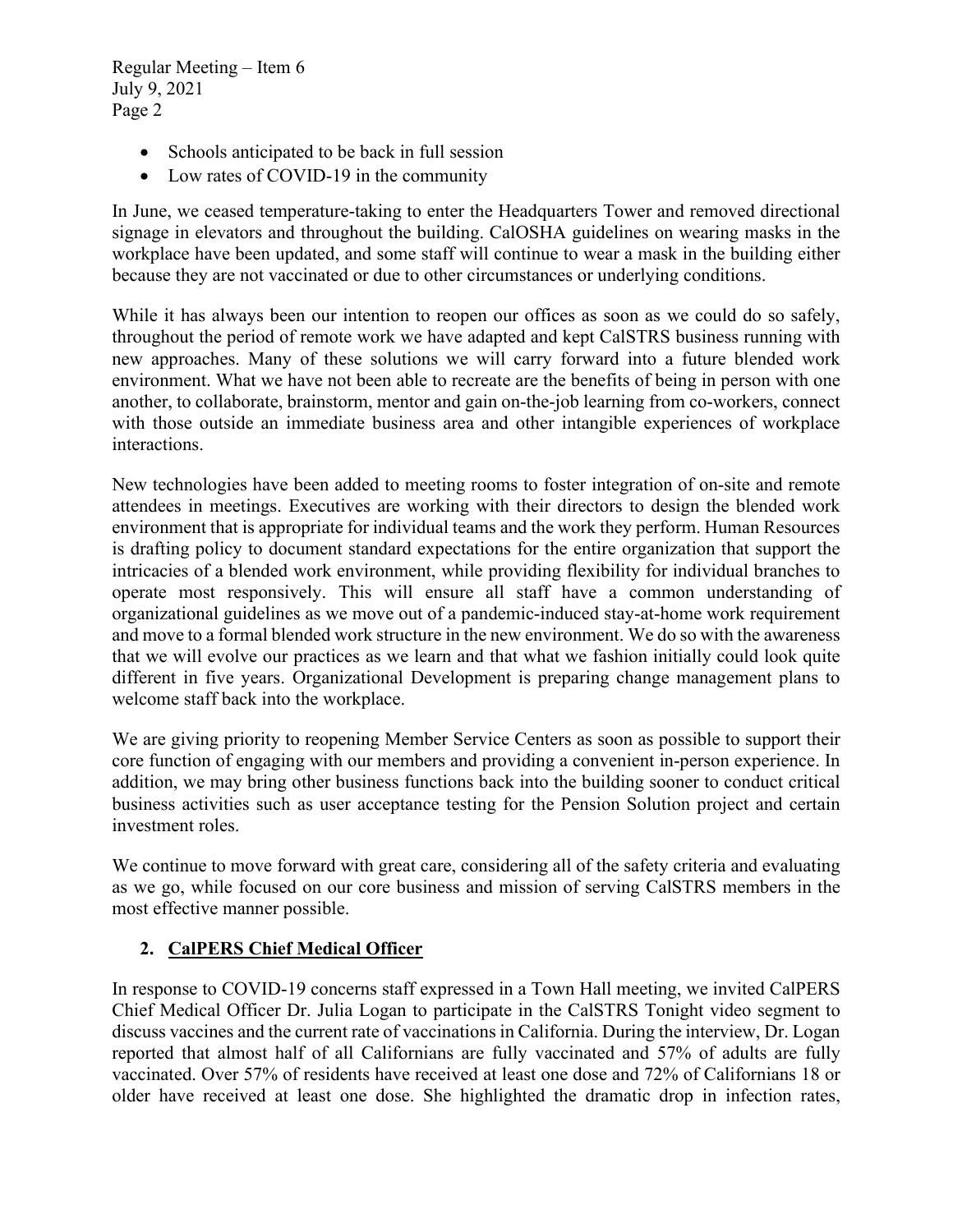- Schools anticipated to be back in full session
- Low rates of COVID-19 in the community

In June, we ceased temperature-taking to enter the Headquarters Tower and removed directional signage in elevators and throughout the building. CalOSHA guidelines on wearing masks in the workplace have been updated, and some staff will continue to wear a mask in the building either because they are not vaccinated or due to other circumstances or underlying conditions.

While it has always been our intention to reopen our offices as soon as we could do so safely, throughout the period of remote work we have adapted and kept CalSTRS business running with new approaches. Many of these solutions we will carry forward into a future blended work environment. What we have not been able to recreate are the benefits of being in person with one another, to collaborate, brainstorm, mentor and gain on-the-job learning from co-workers, connect with those outside an immediate business area and other intangible experiences of workplace interactions.

New technologies have been added to meeting rooms to foster integration of on-site and remote attendees in meetings. Executives are working with their directors to design the blended work environment that is appropriate for individual teams and the work they perform. Human Resources is drafting policy to document standard expectations for the entire organization that support the intricacies of a blended work environment, while providing flexibility for individual branches to operate most responsively. This will ensure all staff have a common understanding of organizational guidelines as we move out of a pandemic-induced stay-at-home work requirement and move to a formal blended work structure in the new environment. We do so with the awareness that we will evolve our practices as we learn and that what we fashion initially could look quite different in five years. Organizational Development is preparing change management plans to welcome staff back into the workplace.

We are giving priority to reopening Member Service Centers as soon as possible to support their core function of engaging with our members and providing a convenient in-person experience. In addition, we may bring other business functions back into the building sooner to conduct critical business activities such as user acceptance testing for the Pension Solution project and certain investment roles.

We continue to move forward with great care, considering all of the safety criteria and evaluating as we go, while focused on our core business and mission of serving CalSTRS members in the most effective manner possible.

## 2. CalPERS Chief Medical Officer

In response to COVID-19 concerns staff expressed in a Town Hall meeting, we invited CalPERS Chief Medical Officer Dr. Julia Logan to participate in the CalSTRS Tonight video segment to discuss vaccines and the current rate of vaccinations in California. During the interview, Dr. Logan reported that almost half of all Californians are fully vaccinated and 57% of adults are fully vaccinated. Over 57% of residents have received at least one dose and 72% of Californians 18 or older have received at least one dose. She highlighted the dramatic drop in infection rates,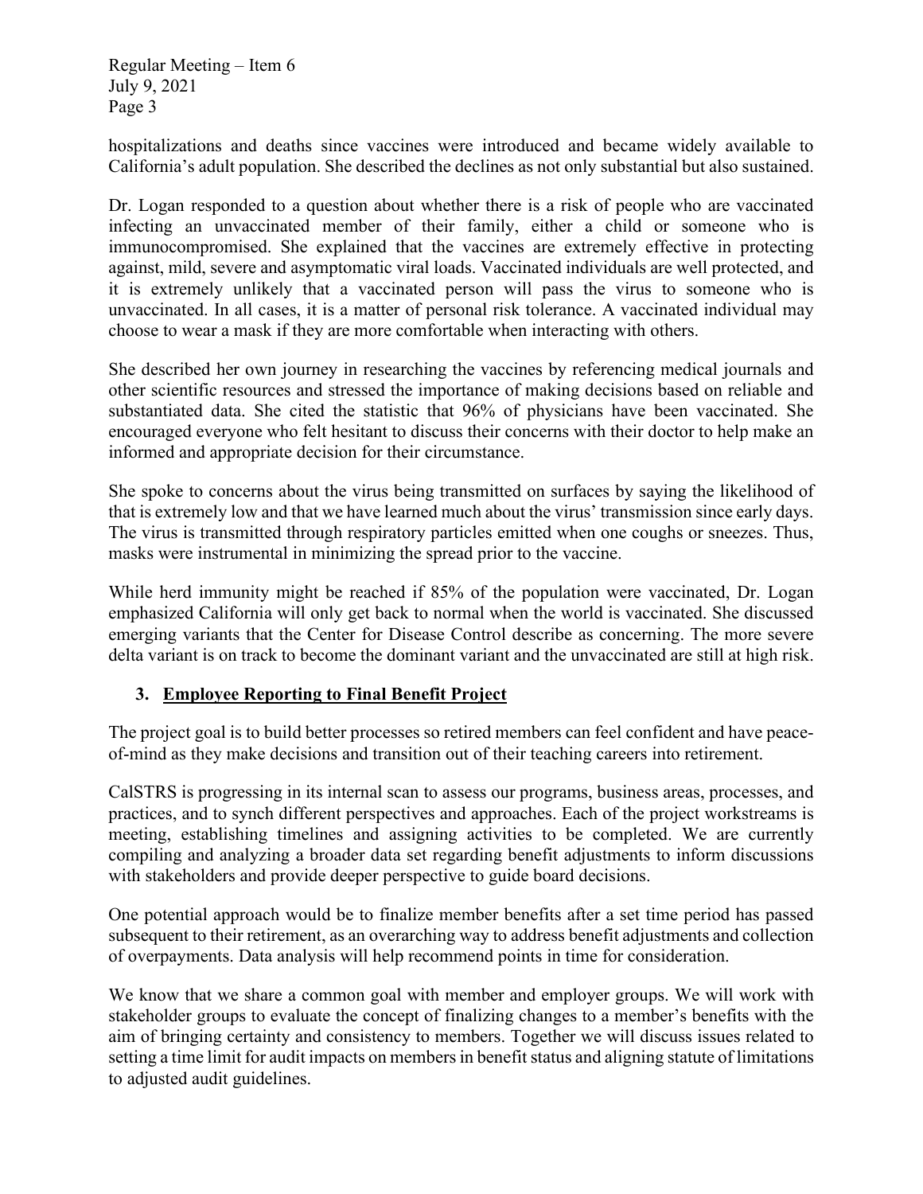hospitalizations and deaths since vaccines were introduced and became widely available to California's adult population. She described the declines as not only substantial but also sustained.

Dr. Logan responded to a question about whether there is a risk of people who are vaccinated infecting an unvaccinated member of their family, either a child or someone who is immunocompromised. She explained that the vaccines are extremely effective in protecting against, mild, severe and asymptomatic viral loads. Vaccinated individuals are well protected, and it is extremely unlikely that a vaccinated person will pass the virus to someone who is unvaccinated. In all cases, it is a matter of personal risk tolerance. A vaccinated individual may choose to wear a mask if they are more comfortable when interacting with others.

She described her own journey in researching the vaccines by referencing medical journals and other scientific resources and stressed the importance of making decisions based on reliable and substantiated data. She cited the statistic that 96% of physicians have been vaccinated. She encouraged everyone who felt hesitant to discuss their concerns with their doctor to help make an informed and appropriate decision for their circumstance.

She spoke to concerns about the virus being transmitted on surfaces by saying the likelihood of that is extremely low and that we have learned much about the virus' transmission since early days. The virus is transmitted through respiratory particles emitted when one coughs or sneezes. Thus, masks were instrumental in minimizing the spread prior to the vaccine.

While herd immunity might be reached if 85% of the population were vaccinated, Dr. Logan emphasized California will only get back to normal when the world is vaccinated. She discussed emerging variants that the Center for Disease Control describe as concerning. The more severe delta variant is on track to become the dominant variant and the unvaccinated are still at high risk.

## 3. Employee Reporting to Final Benefit Project

The project goal is to build better processes so retired members can feel confident and have peace-of-mind as they make decisions and transition out of their teaching careers into retirement.

CalSTRS is progressing in its internal scan to assess our programs, business areas, processes, and practices, and to synch different perspectives and approaches. Each of the project workstreams is meeting, establishing timelines and assigning activities to be completed. We are currently compiling and analyzing a broader data set regarding benefit adjustments to inform discussions with stakeholders and provide deeper perspective to guide board decisions.

One potential approach would be to finalize member benefits after a set time period has passed subsequent to their retirement, as an overarching way to address benefit adjustments and collection of overpayments. Data analysis will help recommend points in time for consideration.

We know that we share a common goal with member and employer groups. We will work with stakeholder groups to evaluate the concept of finalizing changes to a member's benefits with the aim of bringing certainty and consistency to members. Together we will discuss issues related to setting a time limit for audit impacts on members in benefit status and aligning statute of limitations to adjusted audit guidelines.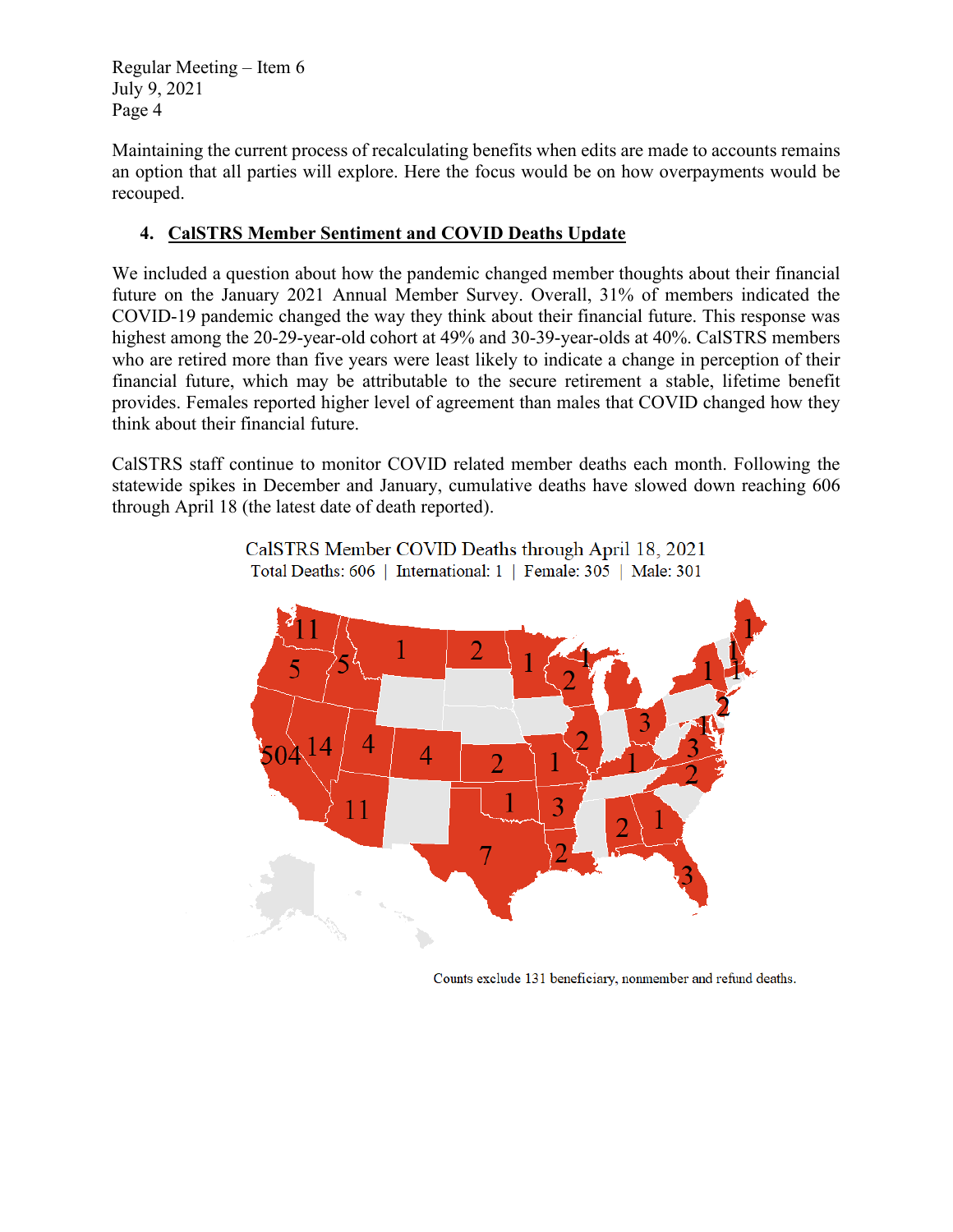Maintaining the current process of recalculating benefits when edits are made to accounts remains an option that all parties will explore. Here the focus would be on how overpayments would be recouped.

4. **CalSTRS Member Sentiment and COVID Deaths Update**

We included a question about how the pandemic changed member thoughts about their financial future on the January 2021 Annual Member Survey. Overall, 31% of members indicated the COVID-19 pandemic changed the way they think about their financial future. This response was highest among the 20-29-year-old cohort at 49% and 30-39-year-olds at 40%. CalSTRS members who are retired more than five years were least likely to indicate a change in perception of their financial future, which may be attributable to the secure retirement a stable, lifetime benefit provides. Females reported higher level of agreement than males that COVID changed how they think about their financial future.

CalSTRS staff continue to monitor COVID related member deaths each month. Following the statewide spikes in December and January, cumulative deaths have slowed down reaching 606 through April 18 (the latest date of death reported).

CalSTRS Member COVID Deaths through April 18, 2021

Total Deaths: 606 | International: 1 | Female: 305 | Male: 301

Counts exclude 131 beneficiary, nonmember and refund deaths.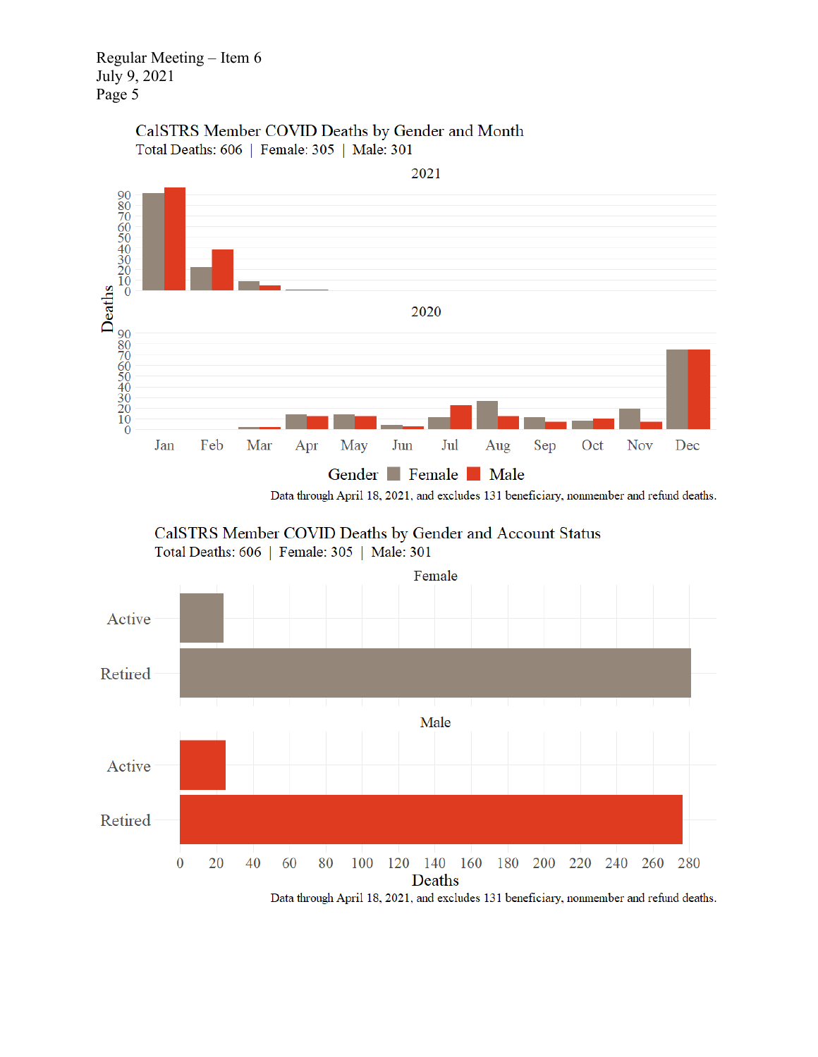### CalSTRS Member COVID Deaths by Gender and Month

Total Deaths: 606 | Female: 305 | Male: 301

Data through April 18, 2021, and excludes 131 beneficiary, nonmember and refund deaths.

### CalSTRS Member COVID Deaths by Gender and Account Status

Total Deaths: 606 | Female: 305 | Male: 301

Data through April 18, 2021, and excludes 131 beneficiary, nonmember and refund deaths.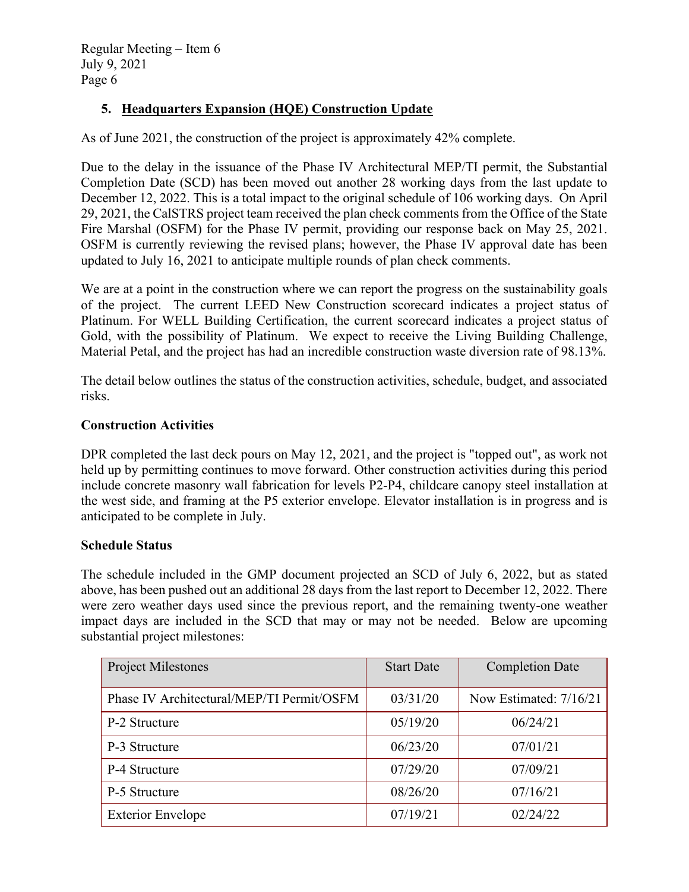### 5. Headquarters Expansion (HQE) Construction Update

As of June 2021, the construction of the project is approximately 42% complete.

Due to the delay in the issuance of the Phase IV Architectural MEP/TI permit, the Substantial Completion Date (SCD) has been moved out another 28 working days from the last update to December 12, 2022. This is a total impact to the original schedule of 106 working days. On April 29, 2021, the CalSTRS project team received the plan check comments from the Office of the State Fire Marshal (OSFM) for the Phase IV permit, providing our response back on May 25, 2021. OSFM is currently reviewing the revised plans; however, the Phase IV approval date has been updated to July 16, 2021 to anticipate multiple rounds of plan check comments.

We are at a point in the construction where we can report the progress on the sustainability goals of the project. The current LEED New Construction scorecard indicates a project status of Platinum. For WELL Building Certification, the current scorecard indicates a project status of Gold, with the possibility of Platinum. We expect to receive the Living Building Challenge, Material Petal, and the project has had an incredible construction waste diversion rate of 98.13%.

The detail below outlines the status of the construction activities, schedule, budget, and associated risks.

**Construction Activities**

DPR completed the last deck pours on May 12, 2021, and the project is "topped out", as work not held up by permitting continues to move forward. Other construction activities during this period include concrete masonry wall fabrication for levels P2-P4, childcare canopy steel installation at the west side, and framing at the P5 exterior envelope. Elevator installation is in progress and is anticipated to be complete in July.

**Schedule Status**

The schedule included in the GMP document projected an SCD of July 6, 2022, but as stated above, has been pushed out an additional 28 days from the last report to December 12, 2022. There were zero weather days used since the previous report, and the remaining twenty-one weather impact days are included in the SCD that may or may not be needed. Below are upcoming substantial project milestones:

| Project Milestones | Start Date | Completion Date |
|---|---|---|
| Phase IV Architectural/MEP/TI Permit/OSFM | 03/31/20 | Now Estimated: 7/16/21 |
| P-2 Structure | 05/19/20 | 06/24/21 |
| P-3 Structure | 06/23/20 | 07/01/21 |
| P-4 Structure | 07/29/20 | 07/09/21 |
| P-5 Structure | 08/26/20 | 07/16/21 |
| Exterior Envelope | 07/19/21 | 02/24/22 |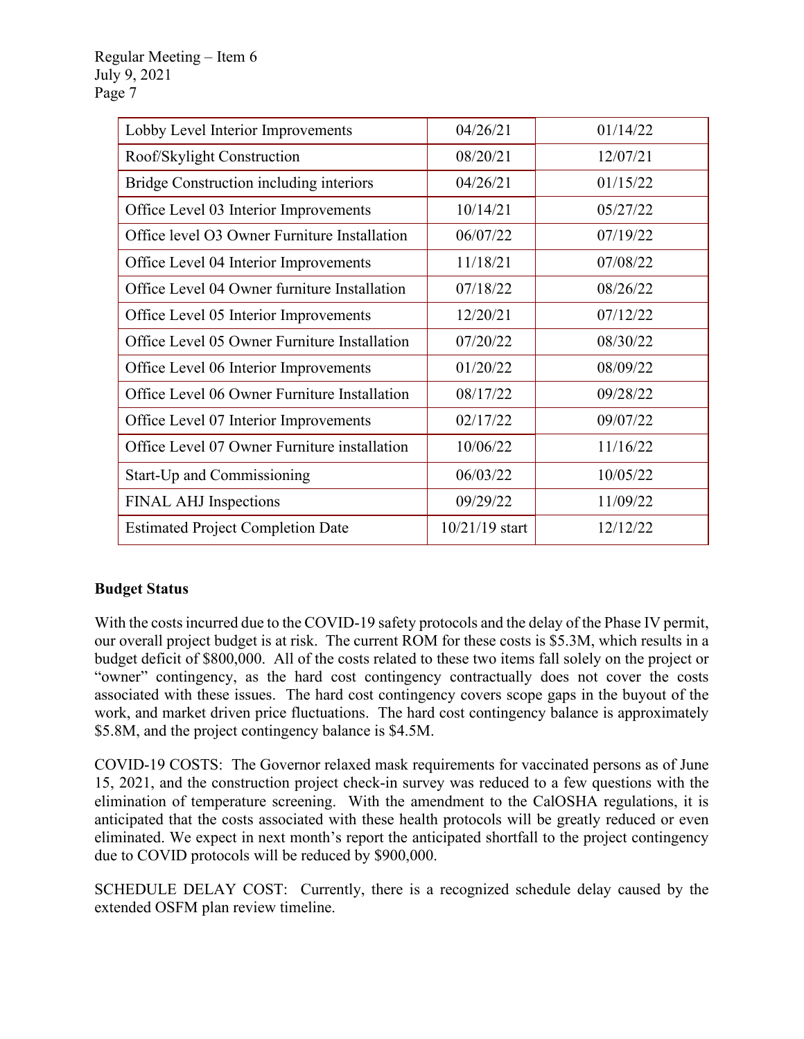| Lobby Level Interior Improvements | 04/26/21 | 01/14/22 |
|---|---|---|
| Roof/Skylight Construction | 08/20/21 | 12/07/21 |
| Bridge Construction including interiors | 04/26/21 | 01/15/22 |
| Office Level 03 Interior Improvements | 10/14/21 | 05/27/22 |
| Office level O3 Owner Furniture Installation | 06/07/22 | 07/19/22 |
| Office Level 04 Interior Improvements | 11/18/21 | 07/08/22 |
| Office Level 04 Owner furniture Installation | 07/18/22 | 08/26/22 |
| Office Level 05 Interior Improvements | 12/20/21 | 07/12/22 |
| Office Level 05 Owner Furniture Installation | 07/20/22 | 08/30/22 |
| Office Level 06 Interior Improvements | 01/20/22 | 08/09/22 |
| Office Level 06 Owner Furniture Installation | 08/17/22 | 09/28/22 |
| Office Level 07 Interior Improvements | 02/17/22 | 09/07/22 |
| Office Level 07 Owner Furniture installation | 10/06/22 | 11/16/22 |
| Start-Up and Commissioning | 06/03/22 | 10/05/22 |
| FINAL AHJ Inspections | 09/29/22 | 11/09/22 |
| Estimated Project Completion Date | 10/21/19 start | 12/12/22 |

**Budget Status**

With the costs incurred due to the COVID-19 safety protocols and the delay of the Phase IV permit, our overall project budget is at risk. The current ROM for these costs is $5.3M, which results in a budget deficit of $800,000. All of the costs related to these two items fall solely on the project or "owner" contingency, as the hard cost contingency contractually does not cover the costs associated with these issues. The hard cost contingency covers scope gaps in the buyout of the work, and market driven price fluctuations. The hard cost contingency balance is approximately $5.8M, and the project contingency balance is $4.5M.

COVID-19 COSTS: The Governor relaxed mask requirements for vaccinated persons as of June 15, 2021, and the construction project check-in survey was reduced to a few questions with the elimination of temperature screening. With the amendment to the CalOSHA regulations, it is anticipated that the costs associated with these health protocols will be greatly reduced or even eliminated. We expect in next month's report the anticipated shortfall to the project contingency due to COVID protocols will be reduced by $900,000.

SCHEDULE DELAY COST: Currently, there is a recognized schedule delay caused by the extended OSFM plan review timeline.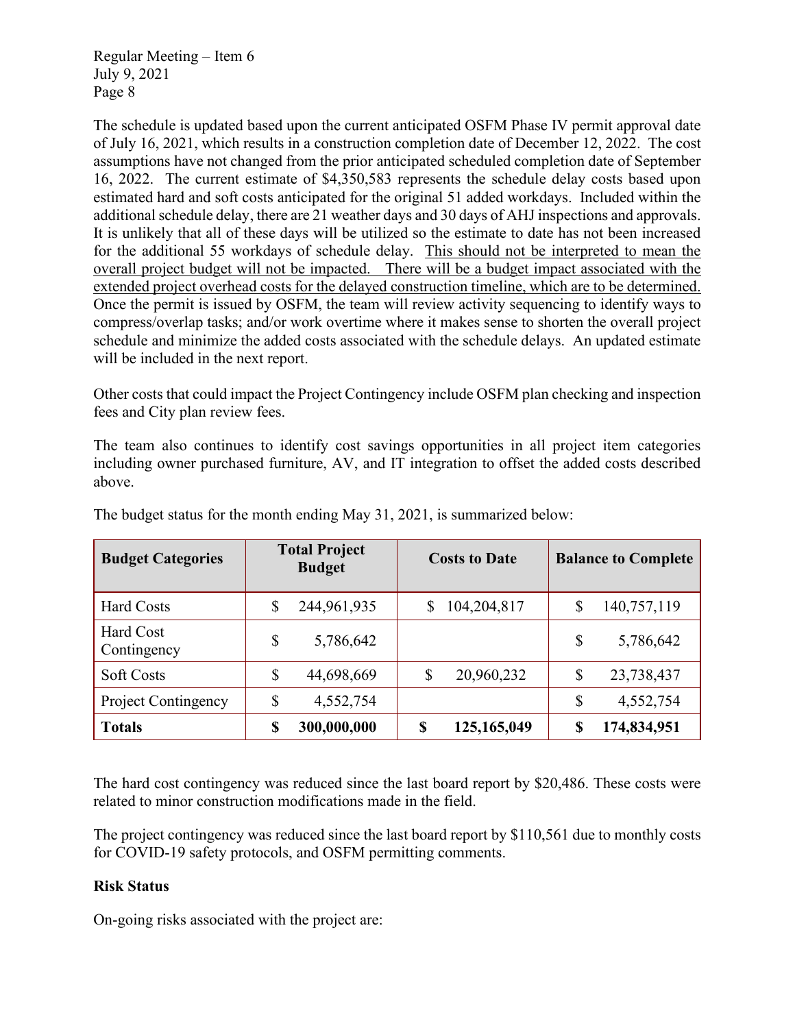The schedule is updated based upon the current anticipated OSFM Phase IV permit approval date of July 16, 2021, which results in a construction completion date of December 12, 2022. The cost assumptions have not changed from the prior anticipated scheduled completion date of September 16, 2022. The current estimate of $4,350,583 represents the schedule delay costs based upon estimated hard and soft costs anticipated for the original 51 added workdays. Included within the additional schedule delay, there are 21 weather days and 30 days of AHJ inspections and approvals. It is unlikely that all of these days will be utilized so the estimate to date has not been increased for the additional 55 workdays of schedule delay. <u>This should not be interpreted to mean the overall project budget will not be impacted. There will be a budget impact associated with the extended project overhead costs for the delayed construction timeline, which are to be determined.</u> Once the permit is issued by OSFM, the team will review activity sequencing to identify ways to compress/overlap tasks; and/or work overtime where it makes sense to shorten the overall project schedule and minimize the added costs associated with the schedule delays. An updated estimate will be included in the next report.

Other costs that could impact the Project Contingency include OSFM plan checking and inspection fees and City plan review fees.

The team also continues to identify cost savings opportunities in all project item categories including owner purchased furniture, AV, and IT integration to offset the added costs described above.

The budget status for the month ending May 31, 2021, is summarized below:

| Budget Categories | Total Project Budget | Costs to Date | Balance to Complete |
|---|---|---|---|
| Hard Costs | $ 244,961,935 | $ 104,204,817 | $ 140,757,119 |
| Hard Cost Contingency | $ 5,786,642 | | $ 5,786,642 |
| Soft Costs | $ 44,698,669 | $ 20,960,232 | $ 23,738,437 |
| Project Contingency | $ 4,552,754 | | $ 4,552,754 |
| **Totals** | **$ 300,000,000** | **$ 125,165,049** | **$ 174,834,951** |

The hard cost contingency was reduced since the last board report by $20,486. These costs were related to minor construction modifications made in the field.

The project contingency was reduced since the last board report by $110,561 due to monthly costs for COVID-19 safety protocols, and OSFM permitting comments.

**Risk Status**

On-going risks associated with the project are: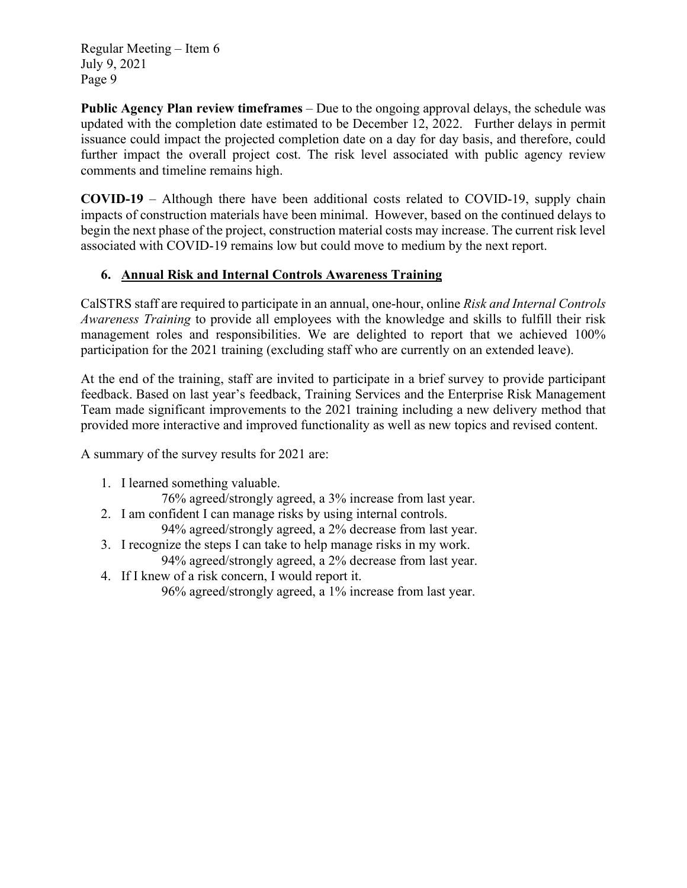**Public Agency Plan review timeframes** – Due to the ongoing approval delays, the schedule was updated with the completion date estimated to be December 12, 2022. Further delays in permit issuance could impact the projected completion date on a day for day basis, and therefore, could further impact the overall project cost. The risk level associated with public agency review comments and timeline remains high.

**COVID-19** – Although there have been additional costs related to COVID-19, supply chain impacts of construction materials have been minimal. However, based on the continued delays to begin the next phase of the project, construction material costs may increase. The current risk level associated with COVID-19 remains low but could move to medium by the next report.

## 6. Annual Risk and Internal Controls Awareness Training

CalSTRS staff are required to participate in an annual, one-hour, online *Risk and Internal Controls Awareness Training* to provide all employees with the knowledge and skills to fulfill their risk management roles and responsibilities. We are delighted to report that we achieved 100% participation for the 2021 training (excluding staff who are currently on an extended leave).

At the end of the training, staff are invited to participate in a brief survey to provide participant feedback. Based on last year's feedback, Training Services and the Enterprise Risk Management Team made significant improvements to the 2021 training including a new delivery method that provided more interactive and improved functionality as well as new topics and revised content.

A summary of the survey results for 2021 are:

1. I learned something valuable.
   76% agreed/strongly agreed, a 3% increase from last year.
2. I am confident I can manage risks by using internal controls.
   94% agreed/strongly agreed, a 2% decrease from last year.
3. I recognize the steps I can take to help manage risks in my work.
   94% agreed/strongly agreed, a 2% decrease from last year.
4. If I knew of a risk concern, I would report it.
   96% agreed/strongly agreed, a 1% increase from last year.